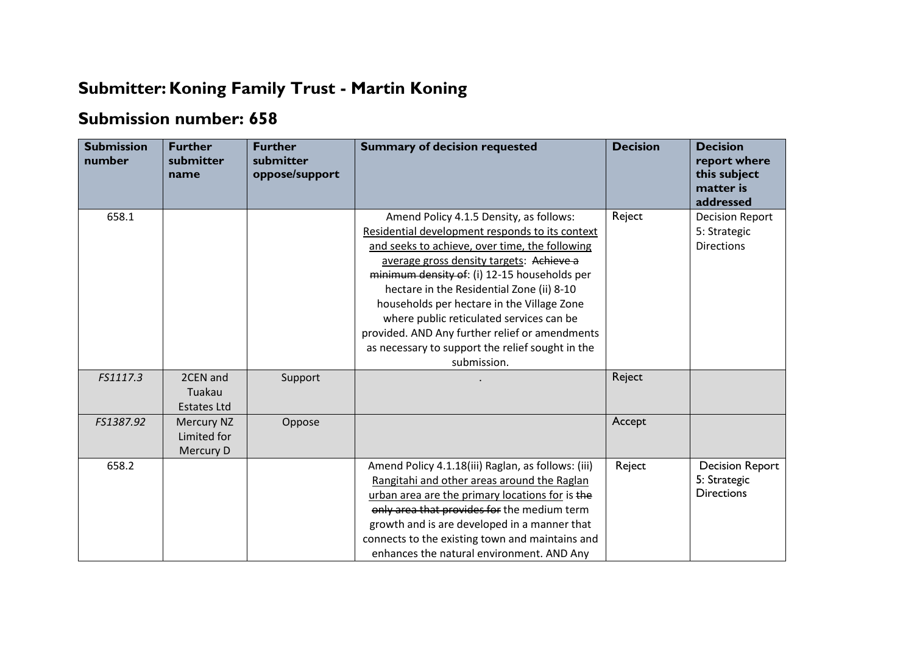# Submitter: Koning Family Trust - Martin Koning

## Submission number: 658

| Submission number | Further submitter name | Further submitter oppose/support | Summary of decision requested | Decision | Decision report where this subject matter is addressed |
|---|---|---|---|---|---|
| 658.1 | | | Amend Policy 4.1.5 Density, as follows: <u>Residential development responds to its context and seeks to achieve, over time, the following average gross density targets</u>: ~~Achieve a minimum density of~~: (i) 12-15 households per hectare in the Residential Zone (ii) 8-10 households per hectare in the Village Zone where public reticulated services can be provided. AND Any further relief or amendments as necessary to support the relief sought in the submission. | Reject | Decision Report 5: Strategic Directions |
| *FS1117.3* | 2CEN and Tuakau Estates Ltd | Support | . | Reject | |
| *FS1387.92* | Mercury NZ Limited for Mercury D | Oppose | | Accept | |
| 658.2 | | | Amend Policy 4.1.18(iii) Raglan, as follows: (iii) <u>Rangitahi and other areas around the Raglan urban area are the primary locations for</u> is ~~the only area that provides for~~ the medium term growth and is are developed in a manner that connects to the existing town and maintains and enhances the natural environment. AND Any | Reject | Decision Report 5: Strategic Directions |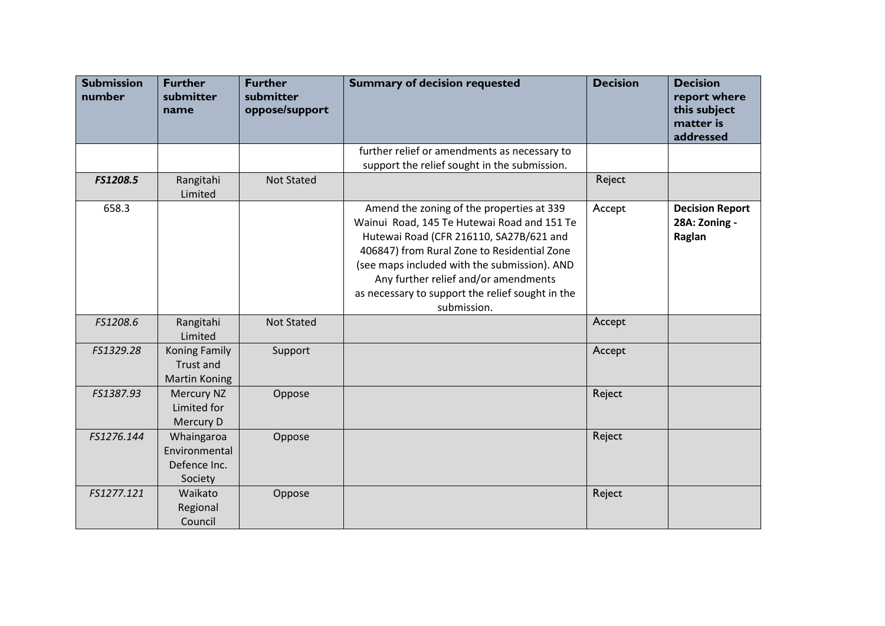| Submission number | Further submitter name | Further submitter oppose/support | Summary of decision requested | Decision | Decision report where this subject matter is addressed |
|---|---|---|---|---|---|
| | | | further relief or amendments as necessary to support the relief sought in the submission. | | |
| ***FS1208.5*** | Rangitahi Limited | Not Stated | | Reject | |
| 658.3 | | | Amend the zoning of the properties at 339 Wainui Road, 145 Te Hutewai Road and 151 Te Hutewai Road (CFR 216110, SA27B/621 and 406847) from Rural Zone to Residential Zone (see maps included with the submission). AND Any further relief and/or amendments as necessary to support the relief sought in the submission. | Accept | **Decision Report 28A: Zoning - Raglan** |
| *FS1208.6* | Rangitahi Limited | Not Stated | | Accept | |
| *FS1329.28* | Koning Family Trust and Martin Koning | Support | | Accept | |
| *FS1387.93* | Mercury NZ Limited for Mercury D | Oppose | | Reject | |
| *FS1276.144* | Whaingaroa Environmental Defence Inc. Society | Oppose | | Reject | |
| *FS1277.121* | Waikato Regional Council | Oppose | | Reject | |